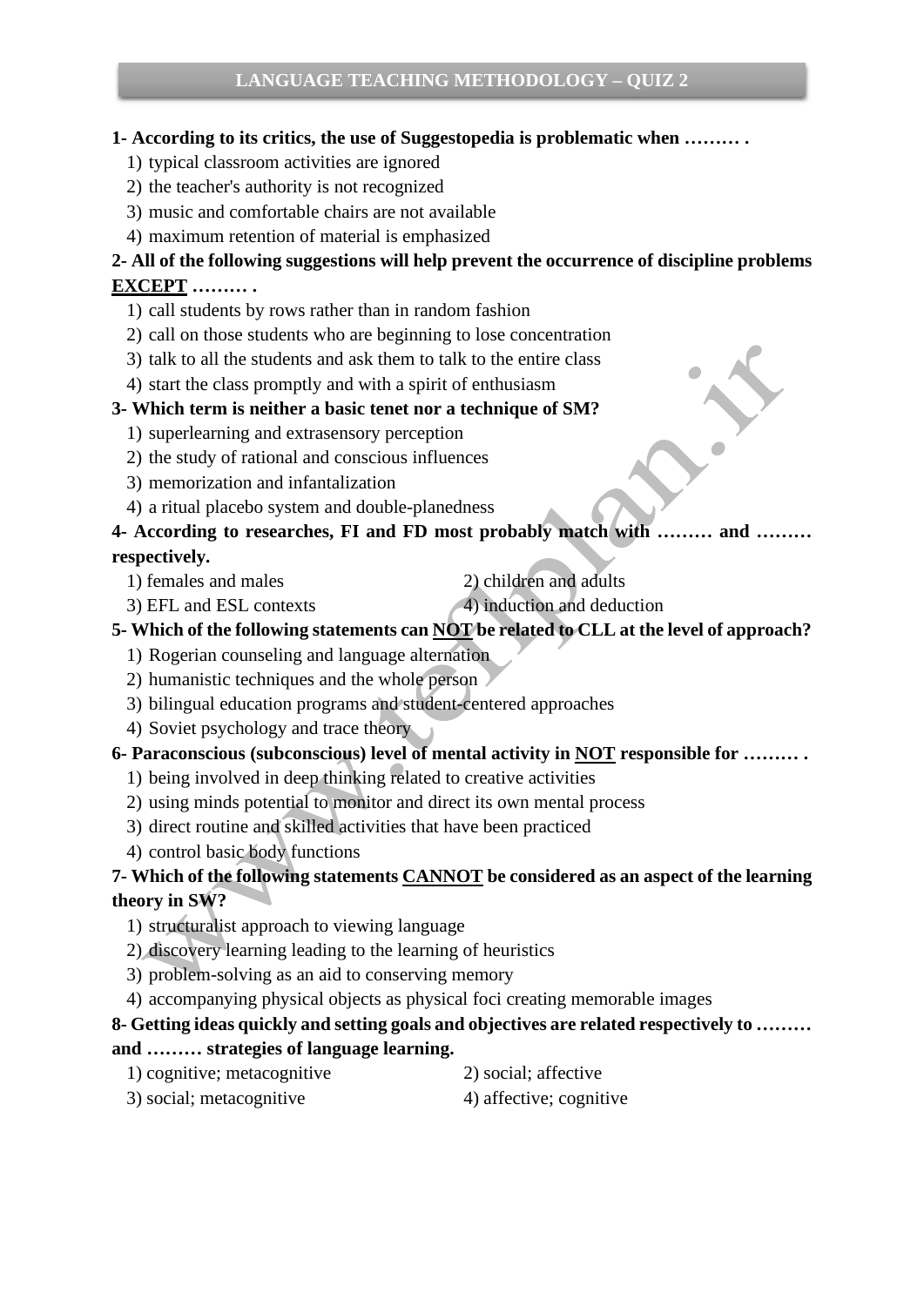# LANGUAGE TEACHING METHODOLOGY – QUIZ 2

**1- According to its critics, the use of Suggestopedia is problematic when ……… .**

1) typical classroom activities are ignored
2) the teacher's authority is not recognized
3) music and comfortable chairs are not available
4) maximum retention of material is emphasized

**2- All of the following suggestions will help prevent the occurrence of discipline problems <u>EXCEPT</u> ……… .**

1) call students by rows rather than in random fashion
2) call on those students who are beginning to lose concentration
3) talk to all the students and ask them to talk to the entire class
4) start the class promptly and with a spirit of enthusiasm

**3- Which term is neither a basic tenet nor a technique of SM?**

1) superlearning and extrasensory perception
2) the study of rational and conscious influences
3) memorization and infantalization
4) a ritual placebo system and double-planedness

**4- According to researches, FI and FD most probably match with ……… and ……… respectively.**

1) females and males
2) children and adults
3) EFL and ESL contexts
4) induction and deduction

**5- Which of the following statements can <u>NOT</u> be related to CLL at the level of approach?**

1) Rogerian counseling and language alternation
2) humanistic techniques and the whole person
3) bilingual education programs and student-centered approaches
4) Soviet psychology and trace theory

**6- Paraconscious (subconscious) level of mental activity in <u>NOT</u> responsible for ……… .**

1) being involved in deep thinking related to creative activities
2) using minds potential to monitor and direct its own mental process
3) direct routine and skilled activities that have been practiced
4) control basic body functions

**7- Which of the following statements <u>CANNOT</u> be considered as an aspect of the learning theory in SW?**

1) structuralist approach to viewing language
2) discovery learning leading to the learning of heuristics
3) problem-solving as an aid to conserving memory
4) accompanying physical objects as physical foci creating memorable images

**8- Getting ideas quickly and setting goals and objectives are related respectively to ……… and ……… strategies of language learning.**

1) cognitive; metacognitive
2) social; affective
3) social; metacognitive
4) affective; cognitive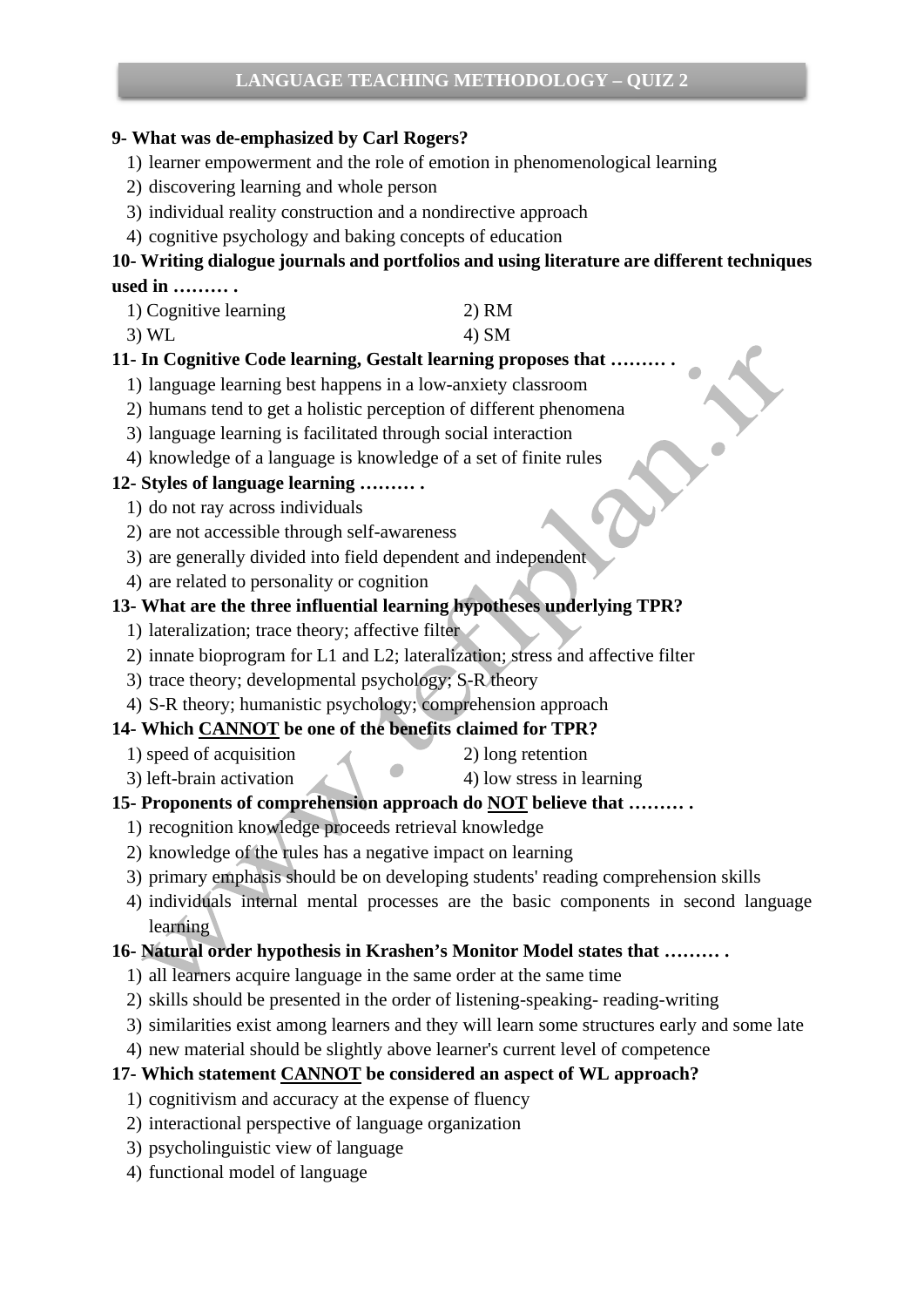**9- What was de-emphasized by Carl Rogers?**

1) learner empowerment and the role of emotion in phenomenological learning
2) discovering learning and whole person
3) individual reality construction and a nondirective approach
4) cognitive psychology and baking concepts of education

**10- Writing dialogue journals and portfolios and using literature are different techniques used in ……… .**

1) Cognitive learning
2) RM
3) WL
4) SM

**11- In Cognitive Code learning, Gestalt learning proposes that ……… .**

1) language learning best happens in a low-anxiety classroom
2) humans tend to get a holistic perception of different phenomena
3) language learning is facilitated through social interaction
4) knowledge of a language is knowledge of a set of finite rules

**12- Styles of language learning ……… .**

1) do not ray across individuals
2) are not accessible through self-awareness
3) are generally divided into field dependent and independent
4) are related to personality or cognition

**13- What are the three influential learning hypotheses underlying TPR?**

1) lateralization; trace theory; affective filter
2) innate bioprogram for L1 and L2; lateralization; stress and affective filter
3) trace theory; developmental psychology; S-R theory
4) S-R theory; humanistic psychology; comprehension approach

**14- Which CANNOT be one of the benefits claimed for TPR?**

1) speed of acquisition
2) long retention
3) left-brain activation
4) low stress in learning

**15- Proponents of comprehension approach do NOT believe that ……… .**

1) recognition knowledge proceeds retrieval knowledge
2) knowledge of the rules has a negative impact on learning
3) primary emphasis should be on developing students' reading comprehension skills
4) individuals internal mental processes are the basic components in second language learning

**16- Natural order hypothesis in Krashen's Monitor Model states that ……… .**

1) all learners acquire language in the same order at the same time
2) skills should be presented in the order of listening-speaking- reading-writing
3) similarities exist among learners and they will learn some structures early and some late
4) new material should be slightly above learner's current level of competence

**17- Which statement CANNOT be considered an aspect of WL approach?**

1) cognitivism and accuracy at the expense of fluency
2) interactional perspective of language organization
3) psycholinguistic view of language
4) functional model of language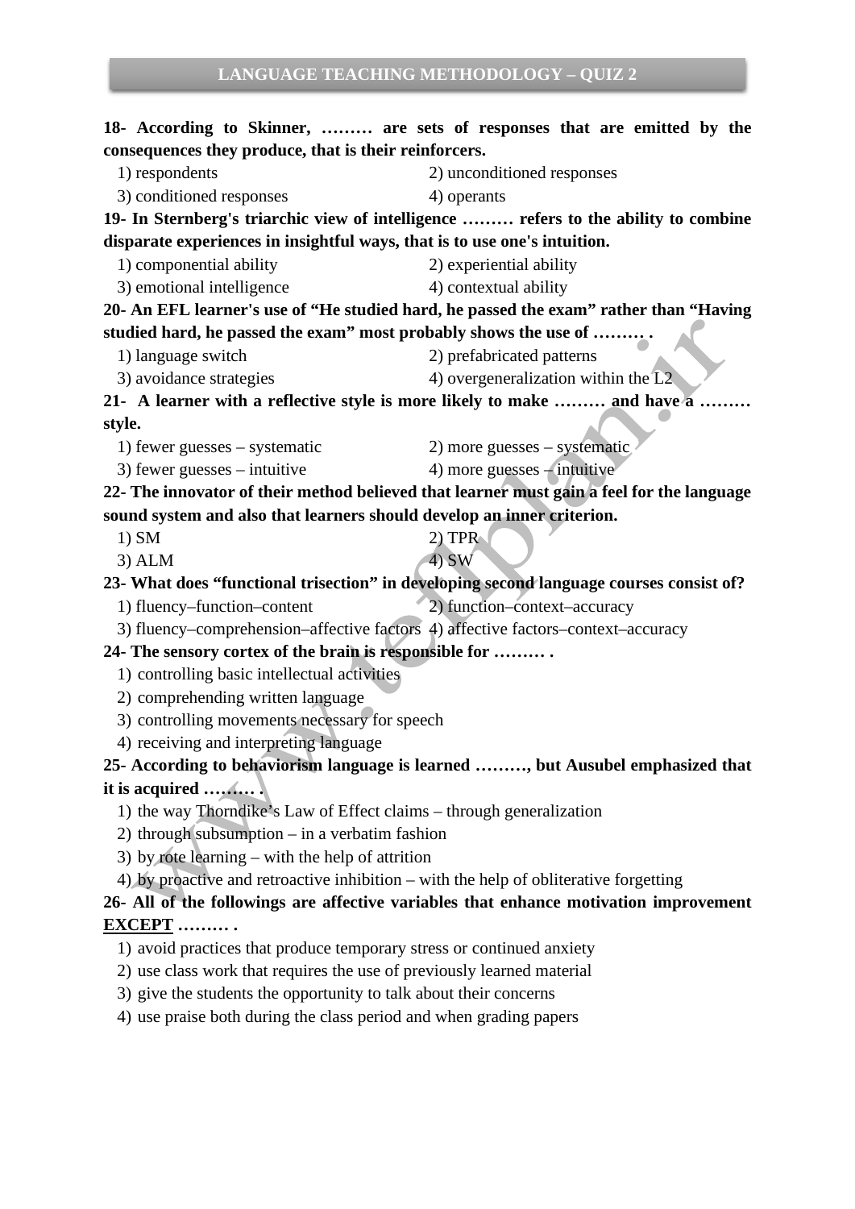**18- According to Skinner, ……… are sets of responses that are emitted by the consequences they produce, that is their reinforcers.**

1) respondents
2) unconditioned responses
3) conditioned responses
4) operants

**19- In Sternberg's triarchic view of intelligence ……… refers to the ability to combine disparate experiences in insightful ways, that is to use one's intuition.**

1) componential ability
2) experiential ability
3) emotional intelligence
4) contextual ability

**20- An EFL learner's use of "He studied hard, he passed the exam" rather than "Having studied hard, he passed the exam" most probably shows the use of ……… .**

1) language switch
2) prefabricated patterns
3) avoidance strategies
4) overgeneralization within the L2

**21- A learner with a reflective style is more likely to make ……… and have a ……… style.**

1) fewer guesses – systematic
2) more guesses – systematic
3) fewer guesses – intuitive
4) more guesses – intuitive

**22- The innovator of their method believed that learner must gain a feel for the language sound system and also that learners should develop an inner criterion.**

1) SM
2) TPR
3) ALM
4) SW

**23- What does "functional trisection" in developing second language courses consist of?**

1) fluency–function–content
2) function–context–accuracy
3) fluency–comprehension–affective factors
4) affective factors–context–accuracy

**24- The sensory cortex of the brain is responsible for ……… .**

1) controlling basic intellectual activities
2) comprehending written language
3) controlling movements necessary for speech
4) receiving and interpreting language

**25- According to behaviorism language is learned ………, but Ausubel emphasized that it is acquired ……… .**

1) the way Thorndike's Law of Effect claims – through generalization
2) through subsumption – in a verbatim fashion
3) by rote learning – with the help of attrition
4) by proactive and retroactive inhibition – with the help of obliterative forgetting

**26- All of the followings are affective variables that enhance motivation improvement <u>EXCEPT</u> ……… .**

1) avoid practices that produce temporary stress or continued anxiety
2) use class work that requires the use of previously learned material
3) give the students the opportunity to talk about their concerns
4) use praise both during the class period and when grading papers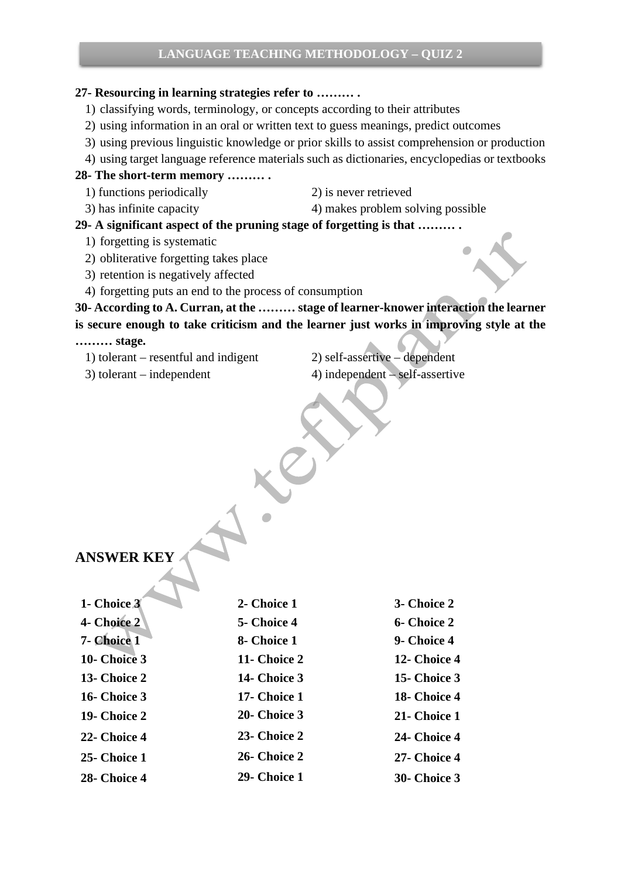**27- Resourcing in learning strategies refer to ……… .**

1) classifying words, terminology, or concepts according to their attributes
2) using information in an oral or written text to guess meanings, predict outcomes
3) using previous linguistic knowledge or prior skills to assist comprehension or production
4) using target language reference materials such as dictionaries, encyclopedias or textbooks

**28- The short-term memory ……… .**

1) functions periodically
2) is never retrieved
3) has infinite capacity
4) makes problem solving possible

**29- A significant aspect of the pruning stage of forgetting is that ……… .**

1) forgetting is systematic
2) obliterative forgetting takes place
3) retention is negatively affected
4) forgetting puts an end to the process of consumption

**30- According to A. Curran, at the ……… stage of learner-knower interaction the learner is secure enough to take criticism and the learner just works in improving style at the ……… stage.**

1) tolerant – resentful and indigent
2) self-assertive – dependent
3) tolerant – independent
4) independent – self-assertive

## ANSWER KEY

| | | |
|---|---|---|
| 1- Choice 3 | 2- Choice 1 | 3- Choice 2 |
| 4- Choice 2 | 5- Choice 4 | 6- Choice 2 |
| 7- Choice 1 | 8- Choice 1 | 9- Choice 4 |
| 10- Choice 3 | 11- Choice 2 | 12- Choice 4 |
| 13- Choice 2 | 14- Choice 3 | 15- Choice 3 |
| 16- Choice 3 | 17- Choice 1 | 18- Choice 4 |
| 19- Choice 2 | 20- Choice 3 | 21- Choice 1 |
| 22- Choice 4 | 23- Choice 2 | 24- Choice 4 |
| 25- Choice 1 | 26- Choice 2 | 27- Choice 4 |
| 28- Choice 4 | 29- Choice 1 | 30- Choice 3 |